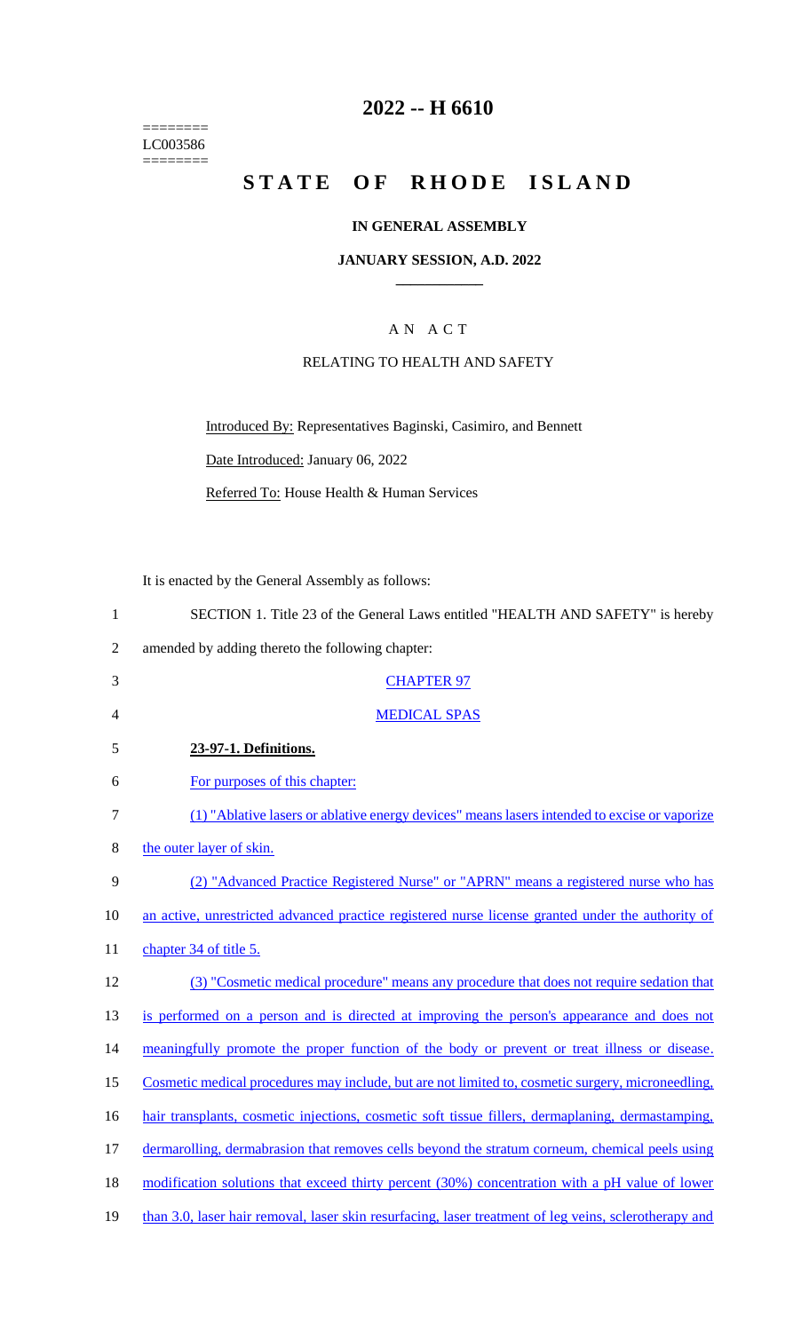========
LC003586
========

# 2022 -- H 6610

# STATE OF RHODE ISLAND

### IN GENERAL ASSEMBLY

### JANUARY SESSION, A.D. 2022

## A N A C T

### RELATING TO HEALTH AND SAFETY

Introduced By: Representatives Baginski, Casimiro, and Bennett

Date Introduced: January 06, 2022

Referred To: House Health & Human Services

It is enacted by the General Assembly as follows:

1 SECTION 1. Title 23 of the General Laws entitled "HEALTH AND SAFETY" is hereby
2 amended by adding thereto the following chapter:

3 CHAPTER 97

4 MEDICAL SPAS

5 **23-97-1. Definitions.**

6 For purposes of this chapter:

7 (1) "Ablative lasers or ablative energy devices" means lasers intended to excise or vaporize
8 the outer layer of skin.

9 (2) "Advanced Practice Registered Nurse" or "APRN" means a registered nurse who has
10 an active, unrestricted advanced practice registered nurse license granted under the authority of
11 chapter 34 of title 5.

12 (3) "Cosmetic medical procedure" means any procedure that does not require sedation that
13 is performed on a person and is directed at improving the person's appearance and does not
14 meaningfully promote the proper function of the body or prevent or treat illness or disease.
15 Cosmetic medical procedures may include, but are not limited to, cosmetic surgery, microneedling,
16 hair transplants, cosmetic injections, cosmetic soft tissue fillers, dermaplaning, dermastamping,
17 dermarolling, dermabrasion that removes cells beyond the stratum corneum, chemical peels using
18 modification solutions that exceed thirty percent (30%) concentration with a pH value of lower
19 than 3.0, laser hair removal, laser skin resurfacing, laser treatment of leg veins, sclerotherapy and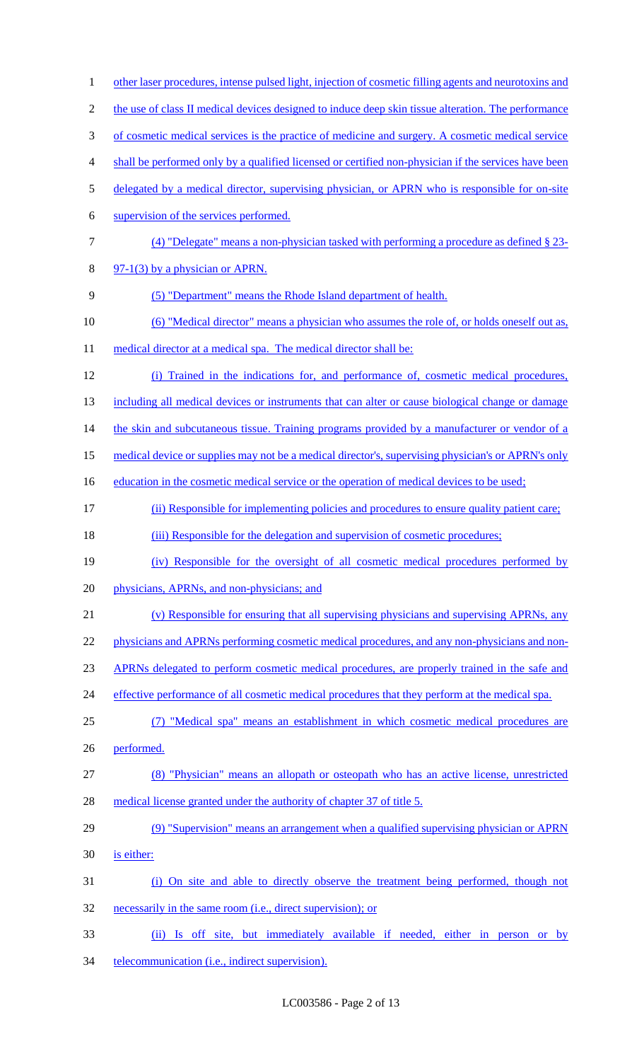other laser procedures, intense pulsed light, injection of cosmetic filling agents and neurotoxins and the use of class II medical devices designed to induce deep skin tissue alteration. The performance of cosmetic medical services is the practice of medicine and surgery. A cosmetic medical service shall be performed only by a qualified licensed or certified non-physician if the services have been delegated by a medical director, supervising physician, or APRN who is responsible for on-site supervision of the services performed.

(4) "Delegate" means a non-physician tasked with performing a procedure as defined § 23-97-1(3) by a physician or APRN.

(5) "Department" means the Rhode Island department of health.

(6) "Medical director" means a physician who assumes the role of, or holds oneself out as, medical director at a medical spa. The medical director shall be:

(i) Trained in the indications for, and performance of, cosmetic medical procedures, including all medical devices or instruments that can alter or cause biological change or damage the skin and subcutaneous tissue. Training programs provided by a manufacturer or vendor of a medical device or supplies may not be a medical director's, supervising physician's or APRN's only education in the cosmetic medical service or the operation of medical devices to be used;

(ii) Responsible for implementing policies and procedures to ensure quality patient care;

(iii) Responsible for the delegation and supervision of cosmetic procedures;

(iv) Responsible for the oversight of all cosmetic medical procedures performed by physicians, APRNs, and non-physicians; and

(v) Responsible for ensuring that all supervising physicians and supervising APRNs, any physicians and APRNs performing cosmetic medical procedures, and any non-physicians and non-APRNs delegated to perform cosmetic medical procedures, are properly trained in the safe and effective performance of all cosmetic medical procedures that they perform at the medical spa.

(7) "Medical spa" means an establishment in which cosmetic medical procedures are performed.

(8) "Physician" means an allopath or osteopath who has an active license, unrestricted medical license granted under the authority of chapter 37 of title 5.

(9) "Supervision" means an arrangement when a qualified supervising physician or APRN is either:

(i) On site and able to directly observe the treatment being performed, though not necessarily in the same room (i.e., direct supervision); or

(ii) Is off site, but immediately available if needed, either in person or by telecommunication (i.e., indirect supervision).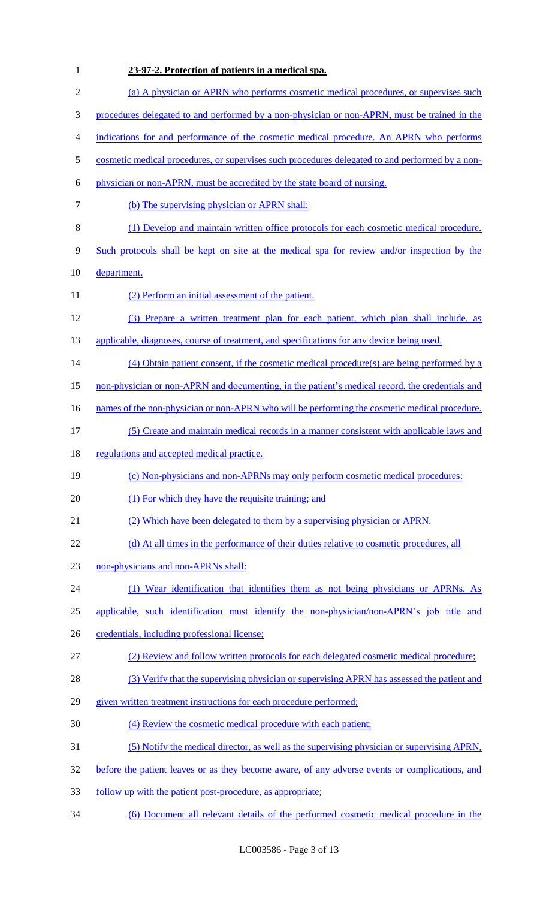**23-97-2. Protection of patients in a medical spa.**

(a) A physician or APRN who performs cosmetic medical procedures, or supervises such procedures delegated to and performed by a non-physician or non-APRN, must be trained in the indications for and performance of the cosmetic medical procedure. An APRN who performs cosmetic medical procedures, or supervises such procedures delegated to and performed by a non-physician or non-APRN, must be accredited by the state board of nursing.

(b) The supervising physician or APRN shall:

(1) Develop and maintain written office protocols for each cosmetic medical procedure. Such protocols shall be kept on site at the medical spa for review and/or inspection by the department.

(2) Perform an initial assessment of the patient.

(3) Prepare a written treatment plan for each patient, which plan shall include, as applicable, diagnoses, course of treatment, and specifications for any device being used.

(4) Obtain patient consent, if the cosmetic medical procedure(s) are being performed by a non-physician or non-APRN and documenting, in the patient's medical record, the credentials and names of the non-physician or non-APRN who will be performing the cosmetic medical procedure.

(5) Create and maintain medical records in a manner consistent with applicable laws and regulations and accepted medical practice.

(c) Non-physicians and non-APRNs may only perform cosmetic medical procedures:

(1) For which they have the requisite training; and

(2) Which have been delegated to them by a supervising physician or APRN.

(d) At all times in the performance of their duties relative to cosmetic procedures, all non-physicians and non-APRNs shall:

(1) Wear identification that identifies them as not being physicians or APRNs. As applicable, such identification must identify the non-physician/non-APRN's job title and credentials, including professional license;

(2) Review and follow written protocols for each delegated cosmetic medical procedure;

(3) Verify that the supervising physician or supervising APRN has assessed the patient and given written treatment instructions for each procedure performed;

(4) Review the cosmetic medical procedure with each patient;

(5) Notify the medical director, as well as the supervising physician or supervising APRN, before the patient leaves or as they become aware, of any adverse events or complications, and follow up with the patient post-procedure, as appropriate;

(6) Document all relevant details of the performed cosmetic medical procedure in the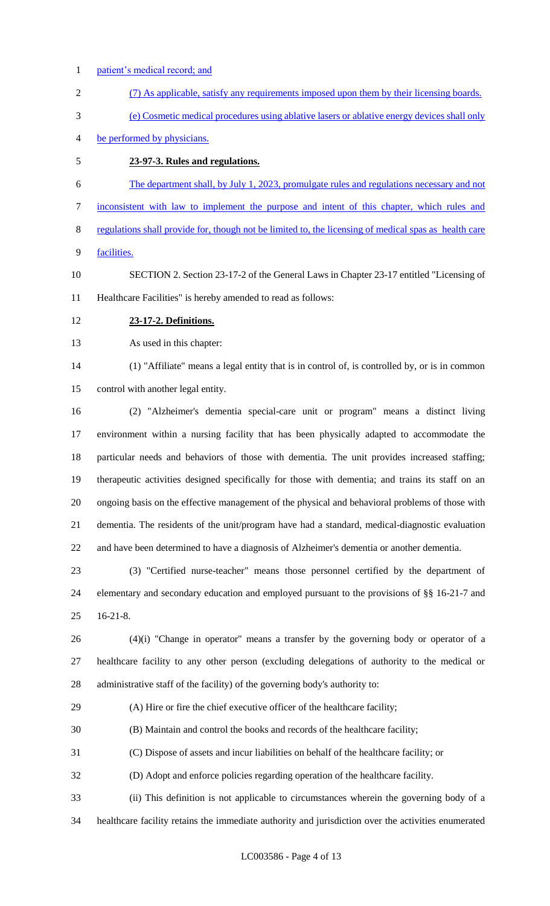patient's medical record; and

(7) As applicable, satisfy any requirements imposed upon them by their licensing boards.

(e) Cosmetic medical procedures using ablative lasers or ablative energy devices shall only be performed by physicians.

**23-97-3. Rules and regulations.**

The department shall, by July 1, 2023, promulgate rules and regulations necessary and not inconsistent with law to implement the purpose and intent of this chapter, which rules and regulations shall provide for, though not be limited to, the licensing of medical spas as health care facilities.

SECTION 2. Section 23-17-2 of the General Laws in Chapter 23-17 entitled "Licensing of Healthcare Facilities" is hereby amended to read as follows:

**23-17-2. Definitions.**

As used in this chapter:

(1) "Affiliate" means a legal entity that is in control of, is controlled by, or is in common control with another legal entity.

(2) "Alzheimer's dementia special-care unit or program" means a distinct living environment within a nursing facility that has been physically adapted to accommodate the particular needs and behaviors of those with dementia. The unit provides increased staffing; therapeutic activities designed specifically for those with dementia; and trains its staff on an ongoing basis on the effective management of the physical and behavioral problems of those with dementia. The residents of the unit/program have had a standard, medical-diagnostic evaluation and have been determined to have a diagnosis of Alzheimer's dementia or another dementia.

(3) "Certified nurse-teacher" means those personnel certified by the department of elementary and secondary education and employed pursuant to the provisions of §§ 16-21-7 and 16-21-8.

(4)(i) "Change in operator" means a transfer by the governing body or operator of a healthcare facility to any other person (excluding delegations of authority to the medical or administrative staff of the facility) of the governing body's authority to:

(A) Hire or fire the chief executive officer of the healthcare facility;

(B) Maintain and control the books and records of the healthcare facility;

(C) Dispose of assets and incur liabilities on behalf of the healthcare facility; or

(D) Adopt and enforce policies regarding operation of the healthcare facility.

(ii) This definition is not applicable to circumstances wherein the governing body of a healthcare facility retains the immediate authority and jurisdiction over the activities enumerated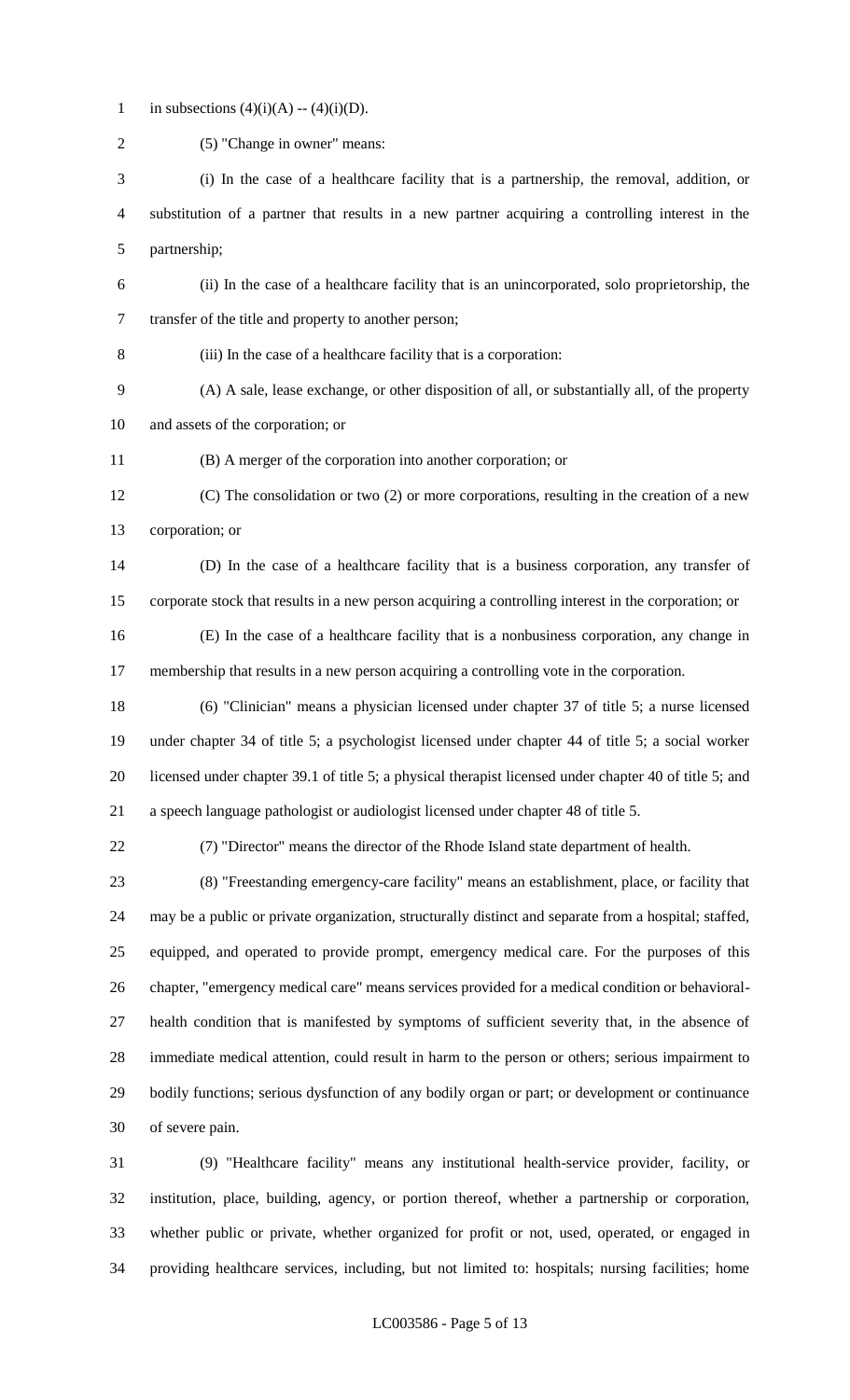in subsections (4)(i)(A) -- (4)(i)(D).

(5) "Change in owner" means:

(i) In the case of a healthcare facility that is a partnership, the removal, addition, or substitution of a partner that results in a new partner acquiring a controlling interest in the partnership;

(ii) In the case of a healthcare facility that is an unincorporated, solo proprietorship, the transfer of the title and property to another person;

(iii) In the case of a healthcare facility that is a corporation:

(A) A sale, lease exchange, or other disposition of all, or substantially all, of the property and assets of the corporation; or

(B) A merger of the corporation into another corporation; or

(C) The consolidation or two (2) or more corporations, resulting in the creation of a new corporation; or

(D) In the case of a healthcare facility that is a business corporation, any transfer of corporate stock that results in a new person acquiring a controlling interest in the corporation; or

(E) In the case of a healthcare facility that is a nonbusiness corporation, any change in membership that results in a new person acquiring a controlling vote in the corporation.

(6) "Clinician" means a physician licensed under chapter 37 of title 5; a nurse licensed under chapter 34 of title 5; a psychologist licensed under chapter 44 of title 5; a social worker licensed under chapter 39.1 of title 5; a physical therapist licensed under chapter 40 of title 5; and a speech language pathologist or audiologist licensed under chapter 48 of title 5.

(7) "Director" means the director of the Rhode Island state department of health.

(8) "Freestanding emergency-care facility" means an establishment, place, or facility that may be a public or private organization, structurally distinct and separate from a hospital; staffed, equipped, and operated to provide prompt, emergency medical care. For the purposes of this chapter, "emergency medical care" means services provided for a medical condition or behavioral-health condition that is manifested by symptoms of sufficient severity that, in the absence of immediate medical attention, could result in harm to the person or others; serious impairment to bodily functions; serious dysfunction of any bodily organ or part; or development or continuance of severe pain.

(9) "Healthcare facility" means any institutional health-service provider, facility, or institution, place, building, agency, or portion thereof, whether a partnership or corporation, whether public or private, whether organized for profit or not, used, operated, or engaged in providing healthcare services, including, but not limited to: hospitals; nursing facilities; home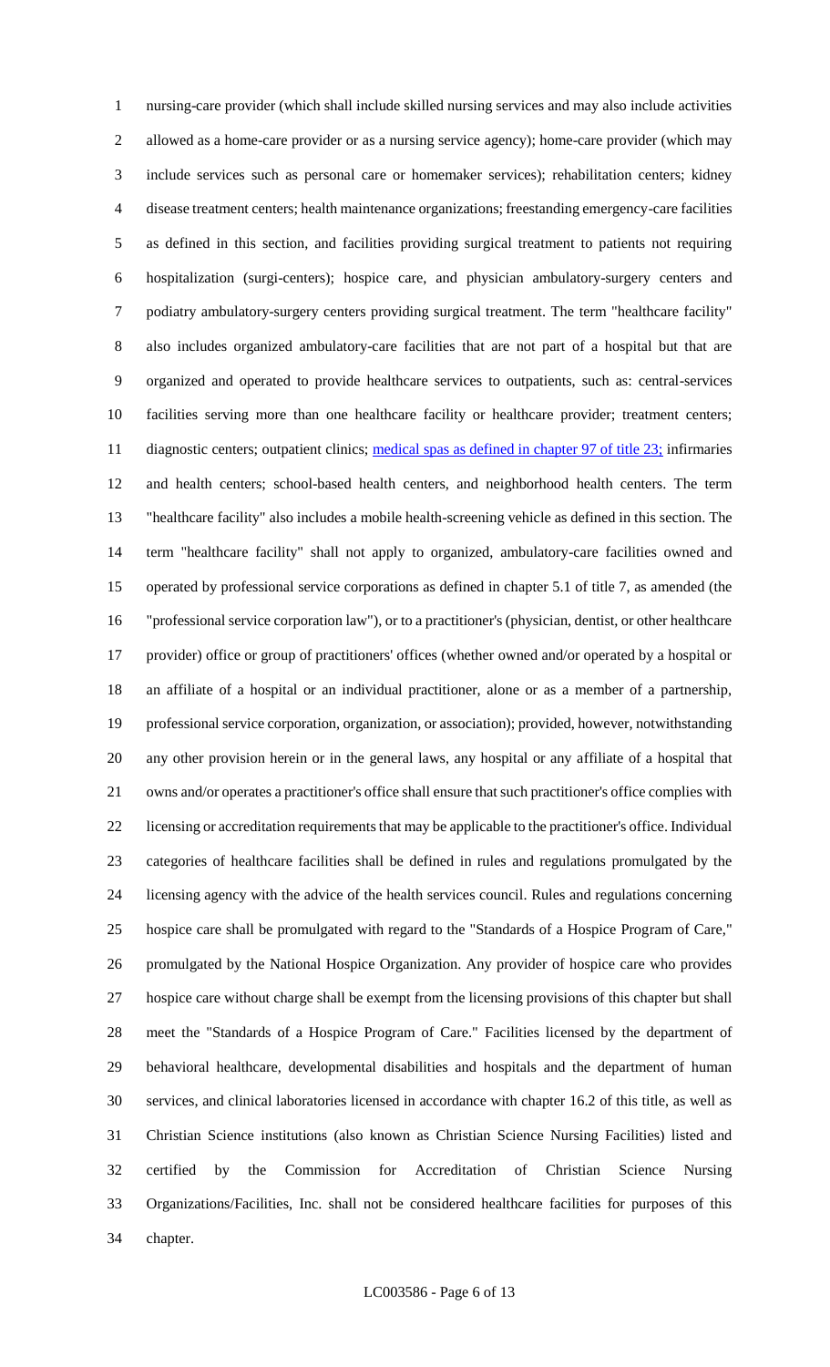nursing-care provider (which shall include skilled nursing services and may also include activities allowed as a home-care provider or as a nursing service agency); home-care provider (which may include services such as personal care or homemaker services); rehabilitation centers; kidney disease treatment centers; health maintenance organizations; freestanding emergency-care facilities as defined in this section, and facilities providing surgical treatment to patients not requiring hospitalization (surgi-centers); hospice care, and physician ambulatory-surgery centers and podiatry ambulatory-surgery centers providing surgical treatment. The term "healthcare facility" also includes organized ambulatory-care facilities that are not part of a hospital but that are organized and operated to provide healthcare services to outpatients, such as: central-services facilities serving more than one healthcare facility or healthcare provider; treatment centers; diagnostic centers; outpatient clinics; medical spas as defined in chapter 97 of title 23; infirmaries and health centers; school-based health centers, and neighborhood health centers. The term "healthcare facility" also includes a mobile health-screening vehicle as defined in this section. The term "healthcare facility" shall not apply to organized, ambulatory-care facilities owned and operated by professional service corporations as defined in chapter 5.1 of title 7, as amended (the "professional service corporation law"), or to a practitioner's (physician, dentist, or other healthcare provider) office or group of practitioners' offices (whether owned and/or operated by a hospital or an affiliate of a hospital or an individual practitioner, alone or as a member of a partnership, professional service corporation, organization, or association); provided, however, notwithstanding any other provision herein or in the general laws, any hospital or any affiliate of a hospital that owns and/or operates a practitioner's office shall ensure that such practitioner's office complies with licensing or accreditation requirements that may be applicable to the practitioner's office. Individual categories of healthcare facilities shall be defined in rules and regulations promulgated by the licensing agency with the advice of the health services council. Rules and regulations concerning hospice care shall be promulgated with regard to the "Standards of a Hospice Program of Care," promulgated by the National Hospice Organization. Any provider of hospice care who provides hospice care without charge shall be exempt from the licensing provisions of this chapter but shall meet the "Standards of a Hospice Program of Care." Facilities licensed by the department of behavioral healthcare, developmental disabilities and hospitals and the department of human services, and clinical laboratories licensed in accordance with chapter 16.2 of this title, as well as Christian Science institutions (also known as Christian Science Nursing Facilities) listed and certified by the Commission for Accreditation of Christian Science Nursing Organizations/Facilities, Inc. shall not be considered healthcare facilities for purposes of this chapter.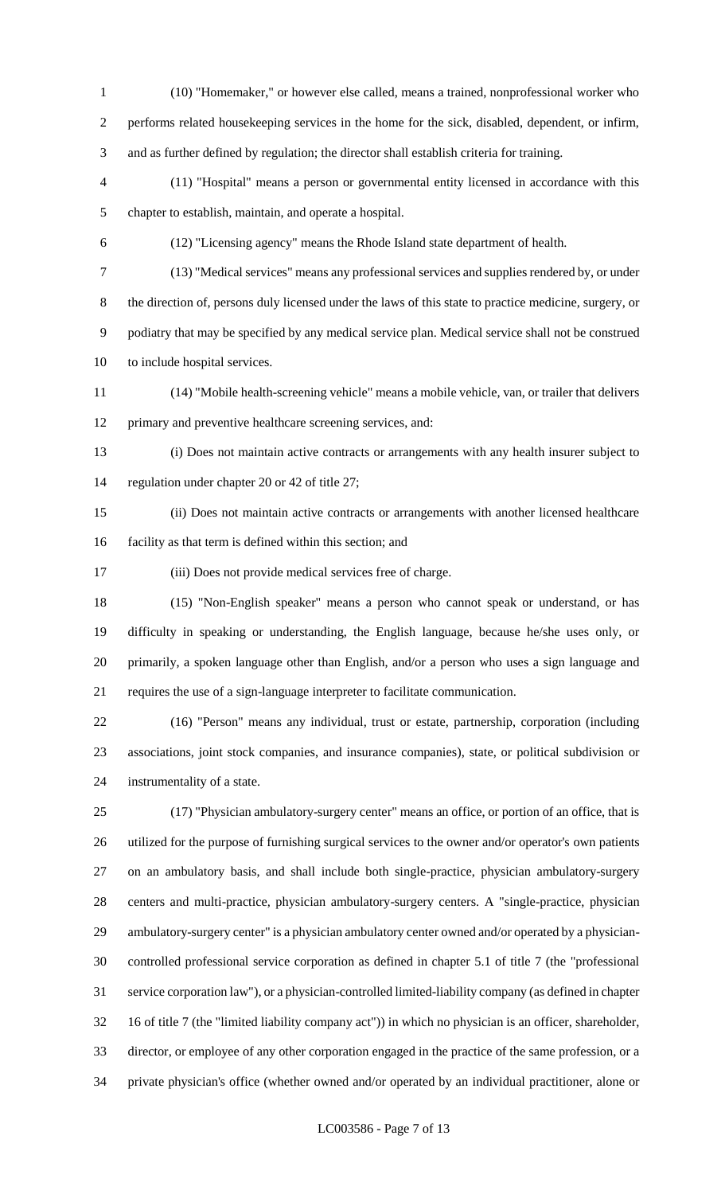(10) "Homemaker," or however else called, means a trained, nonprofessional worker who performs related housekeeping services in the home for the sick, disabled, dependent, or infirm, and as further defined by regulation; the director shall establish criteria for training.

(11) "Hospital" means a person or governmental entity licensed in accordance with this chapter to establish, maintain, and operate a hospital.

(12) "Licensing agency" means the Rhode Island state department of health.

(13) "Medical services" means any professional services and supplies rendered by, or under the direction of, persons duly licensed under the laws of this state to practice medicine, surgery, or podiatry that may be specified by any medical service plan. Medical service shall not be construed to include hospital services.

(14) "Mobile health-screening vehicle" means a mobile vehicle, van, or trailer that delivers primary and preventive healthcare screening services, and:

(i) Does not maintain active contracts or arrangements with any health insurer subject to regulation under chapter 20 or 42 of title 27;

(ii) Does not maintain active contracts or arrangements with another licensed healthcare facility as that term is defined within this section; and

(iii) Does not provide medical services free of charge.

(15) "Non-English speaker" means a person who cannot speak or understand, or has difficulty in speaking or understanding, the English language, because he/she uses only, or primarily, a spoken language other than English, and/or a person who uses a sign language and requires the use of a sign-language interpreter to facilitate communication.

(16) "Person" means any individual, trust or estate, partnership, corporation (including associations, joint stock companies, and insurance companies), state, or political subdivision or instrumentality of a state.

(17) "Physician ambulatory-surgery center" means an office, or portion of an office, that is utilized for the purpose of furnishing surgical services to the owner and/or operator's own patients on an ambulatory basis, and shall include both single-practice, physician ambulatory-surgery centers and multi-practice, physician ambulatory-surgery centers. A "single-practice, physician ambulatory-surgery center" is a physician ambulatory center owned and/or operated by a physician-controlled professional service corporation as defined in chapter 5.1 of title 7 (the "professional service corporation law"), or a physician-controlled limited-liability company (as defined in chapter 16 of title 7 (the "limited liability company act")) in which no physician is an officer, shareholder, director, or employee of any other corporation engaged in the practice of the same profession, or a private physician's office (whether owned and/or operated by an individual practitioner, alone or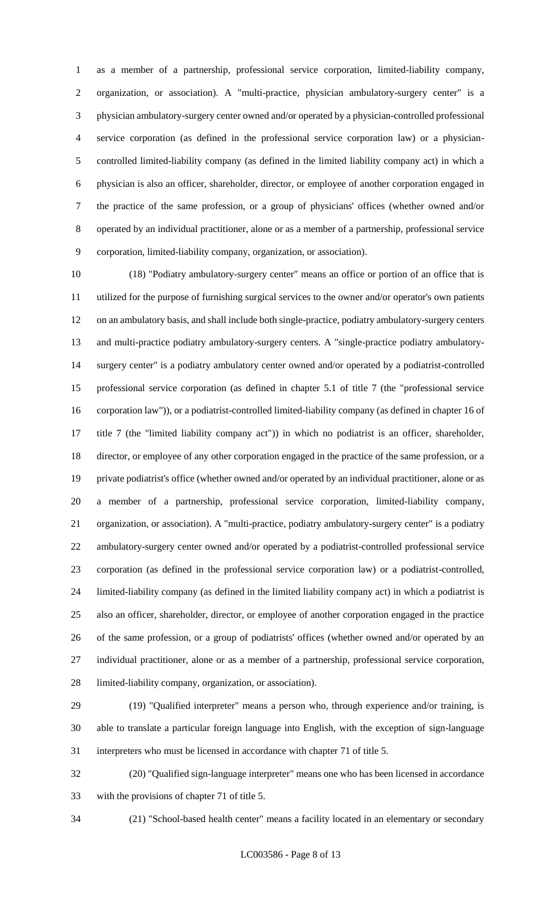as a member of a partnership, professional service corporation, limited-liability company, organization, or association). A "multi-practice, physician ambulatory-surgery center" is a physician ambulatory-surgery center owned and/or operated by a physician-controlled professional service corporation (as defined in the professional service corporation law) or a physician-controlled limited-liability company (as defined in the limited liability company act) in which a physician is also an officer, shareholder, director, or employee of another corporation engaged in the practice of the same profession, or a group of physicians' offices (whether owned and/or operated by an individual practitioner, alone or as a member of a partnership, professional service corporation, limited-liability company, organization, or association).

(18) "Podiatry ambulatory-surgery center" means an office or portion of an office that is utilized for the purpose of furnishing surgical services to the owner and/or operator's own patients on an ambulatory basis, and shall include both single-practice, podiatry ambulatory-surgery centers and multi-practice podiatry ambulatory-surgery centers. A "single-practice podiatry ambulatory-surgery center" is a podiatry ambulatory center owned and/or operated by a podiatrist-controlled professional service corporation (as defined in chapter 5.1 of title 7 (the "professional service corporation law")), or a podiatrist-controlled limited-liability company (as defined in chapter 16 of title 7 (the "limited liability company act")) in which no podiatrist is an officer, shareholder, director, or employee of any other corporation engaged in the practice of the same profession, or a private podiatrist's office (whether owned and/or operated by an individual practitioner, alone or as a member of a partnership, professional service corporation, limited-liability company, organization, or association). A "multi-practice, podiatry ambulatory-surgery center" is a podiatry ambulatory-surgery center owned and/or operated by a podiatrist-controlled professional service corporation (as defined in the professional service corporation law) or a podiatrist-controlled, limited-liability company (as defined in the limited liability company act) in which a podiatrist is also an officer, shareholder, director, or employee of another corporation engaged in the practice of the same profession, or a group of podiatrists' offices (whether owned and/or operated by an individual practitioner, alone or as a member of a partnership, professional service corporation, limited-liability company, organization, or association).

(19) "Qualified interpreter" means a person who, through experience and/or training, is able to translate a particular foreign language into English, with the exception of sign-language interpreters who must be licensed in accordance with chapter 71 of title 5.

(20) "Qualified sign-language interpreter" means one who has been licensed in accordance with the provisions of chapter 71 of title 5.

(21) "School-based health center" means a facility located in an elementary or secondary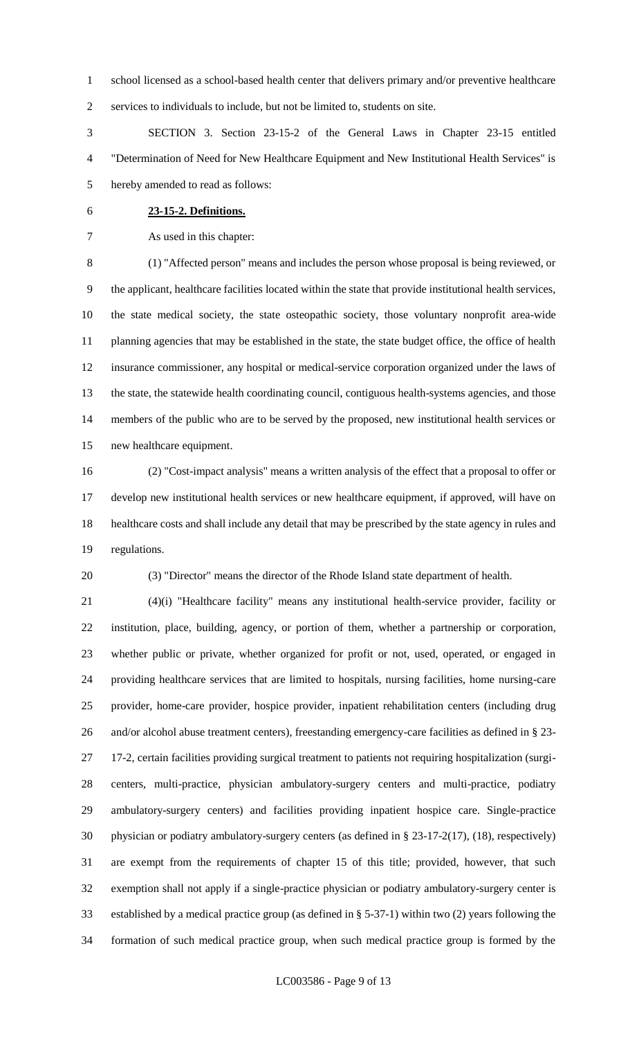school licensed as a school-based health center that delivers primary and/or preventive healthcare services to individuals to include, but not be limited to, students on site.

SECTION 3. Section 23-15-2 of the General Laws in Chapter 23-15 entitled "Determination of Need for New Healthcare Equipment and New Institutional Health Services" is hereby amended to read as follows:

**23-15-2. Definitions.**

As used in this chapter:

(1) "Affected person" means and includes the person whose proposal is being reviewed, or the applicant, healthcare facilities located within the state that provide institutional health services, the state medical society, the state osteopathic society, those voluntary nonprofit area-wide planning agencies that may be established in the state, the state budget office, the office of health insurance commissioner, any hospital or medical-service corporation organized under the laws of the state, the statewide health coordinating council, contiguous health-systems agencies, and those members of the public who are to be served by the proposed, new institutional health services or new healthcare equipment.

(2) "Cost-impact analysis" means a written analysis of the effect that a proposal to offer or develop new institutional health services or new healthcare equipment, if approved, will have on healthcare costs and shall include any detail that may be prescribed by the state agency in rules and regulations.

(3) "Director" means the director of the Rhode Island state department of health.

(4)(i) "Healthcare facility" means any institutional health-service provider, facility or institution, place, building, agency, or portion of them, whether a partnership or corporation, whether public or private, whether organized for profit or not, used, operated, or engaged in providing healthcare services that are limited to hospitals, nursing facilities, home nursing-care provider, home-care provider, hospice provider, inpatient rehabilitation centers (including drug and/or alcohol abuse treatment centers), freestanding emergency-care facilities as defined in § 23-17-2, certain facilities providing surgical treatment to patients not requiring hospitalization (surgi-centers, multi-practice, physician ambulatory-surgery centers and multi-practice, podiatry ambulatory-surgery centers) and facilities providing inpatient hospice care. Single-practice physician or podiatry ambulatory-surgery centers (as defined in § 23-17-2(17), (18), respectively) are exempt from the requirements of chapter 15 of this title; provided, however, that such exemption shall not apply if a single-practice physician or podiatry ambulatory-surgery center is established by a medical practice group (as defined in § 5-37-1) within two (2) years following the formation of such medical practice group, when such medical practice group is formed by the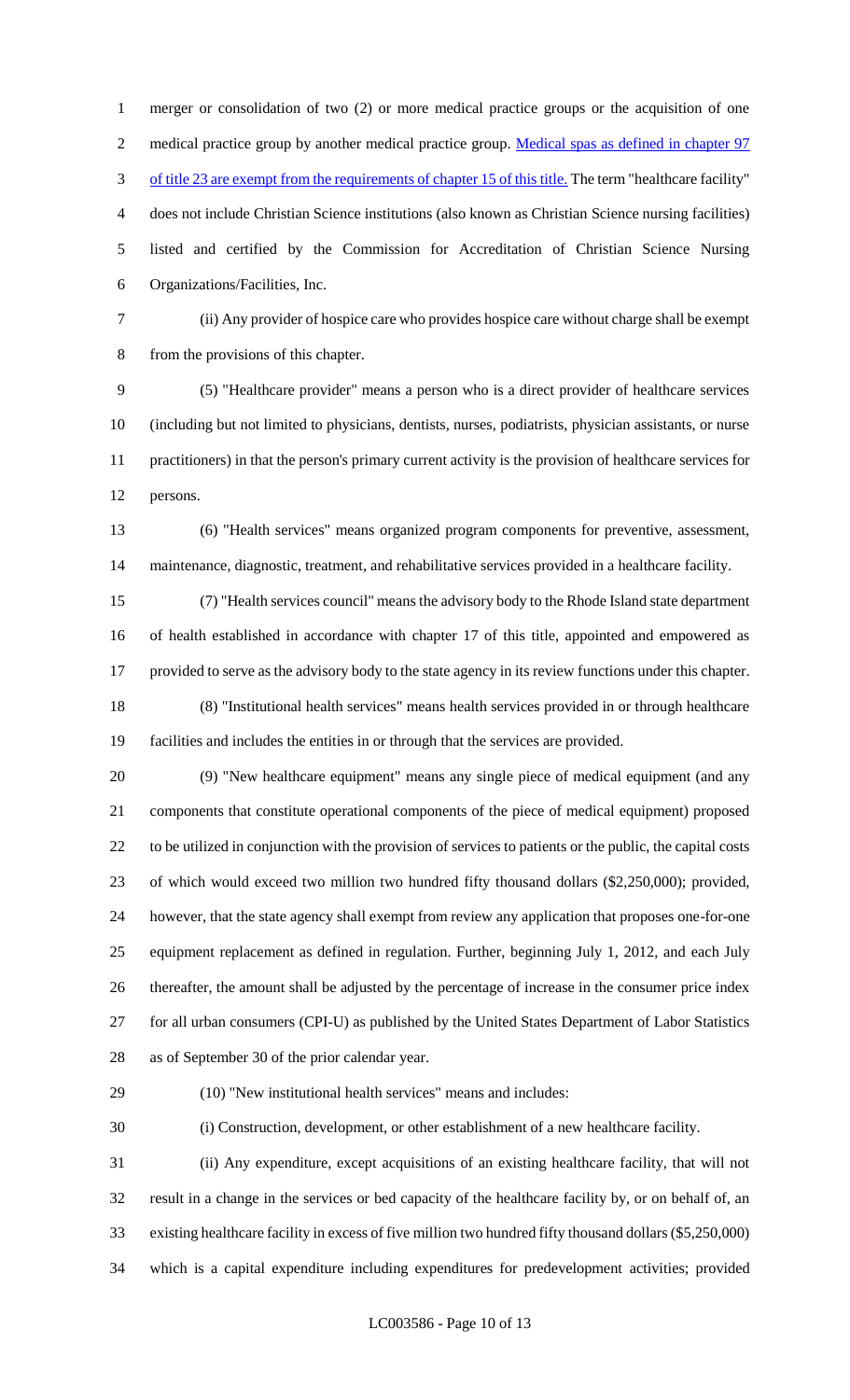merger or consolidation of two (2) or more medical practice groups or the acquisition of one medical practice group by another medical practice group. Medical spas as defined in chapter 97 of title 23 are exempt from the requirements of chapter 15 of this title. The term "healthcare facility" does not include Christian Science institutions (also known as Christian Science nursing facilities) listed and certified by the Commission for Accreditation of Christian Science Nursing Organizations/Facilities, Inc.

(ii) Any provider of hospice care who provides hospice care without charge shall be exempt from the provisions of this chapter.

(5) "Healthcare provider" means a person who is a direct provider of healthcare services (including but not limited to physicians, dentists, nurses, podiatrists, physician assistants, or nurse practitioners) in that the person's primary current activity is the provision of healthcare services for persons.

(6) "Health services" means organized program components for preventive, assessment, maintenance, diagnostic, treatment, and rehabilitative services provided in a healthcare facility.

(7) "Health services council" means the advisory body to the Rhode Island state department of health established in accordance with chapter 17 of this title, appointed and empowered as provided to serve as the advisory body to the state agency in its review functions under this chapter.

(8) "Institutional health services" means health services provided in or through healthcare facilities and includes the entities in or through that the services are provided.

(9) "New healthcare equipment" means any single piece of medical equipment (and any components that constitute operational components of the piece of medical equipment) proposed to be utilized in conjunction with the provision of services to patients or the public, the capital costs of which would exceed two million two hundred fifty thousand dollars ($2,250,000); provided, however, that the state agency shall exempt from review any application that proposes one-for-one equipment replacement as defined in regulation. Further, beginning July 1, 2012, and each July thereafter, the amount shall be adjusted by the percentage of increase in the consumer price index for all urban consumers (CPI-U) as published by the United States Department of Labor Statistics as of September 30 of the prior calendar year.

(10) "New institutional health services" means and includes:

(i) Construction, development, or other establishment of a new healthcare facility.

(ii) Any expenditure, except acquisitions of an existing healthcare facility, that will not result in a change in the services or bed capacity of the healthcare facility by, or on behalf of, an existing healthcare facility in excess of five million two hundred fifty thousand dollars ($5,250,000) which is a capital expenditure including expenditures for predevelopment activities; provided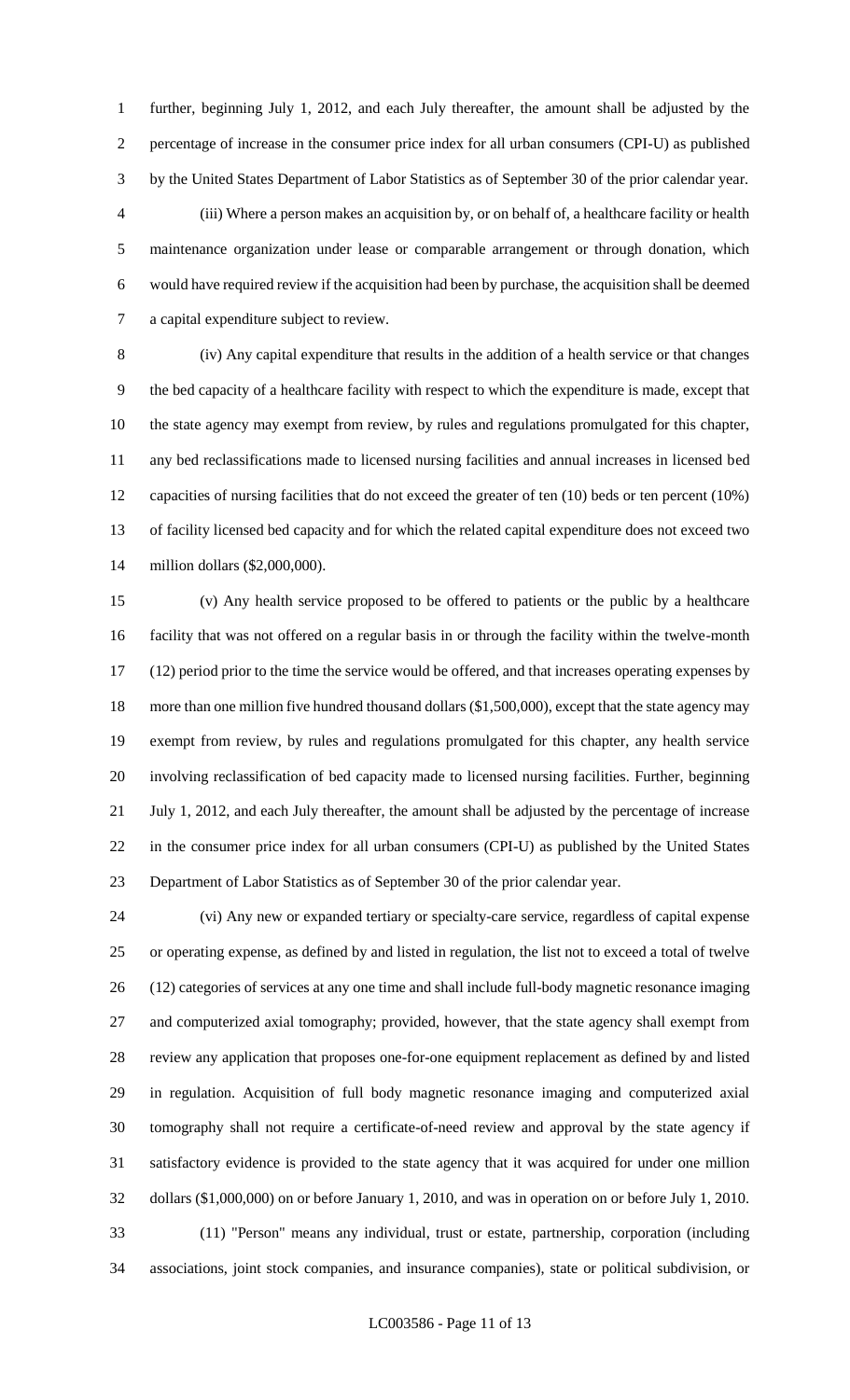further, beginning July 1, 2012, and each July thereafter, the amount shall be adjusted by the percentage of increase in the consumer price index for all urban consumers (CPI-U) as published by the United States Department of Labor Statistics as of September 30 of the prior calendar year.

(iii) Where a person makes an acquisition by, or on behalf of, a healthcare facility or health maintenance organization under lease or comparable arrangement or through donation, which would have required review if the acquisition had been by purchase, the acquisition shall be deemed a capital expenditure subject to review.

(iv) Any capital expenditure that results in the addition of a health service or that changes the bed capacity of a healthcare facility with respect to which the expenditure is made, except that the state agency may exempt from review, by rules and regulations promulgated for this chapter, any bed reclassifications made to licensed nursing facilities and annual increases in licensed bed capacities of nursing facilities that do not exceed the greater of ten (10) beds or ten percent (10%) of facility licensed bed capacity and for which the related capital expenditure does not exceed two million dollars ($2,000,000).

(v) Any health service proposed to be offered to patients or the public by a healthcare facility that was not offered on a regular basis in or through the facility within the twelve-month (12) period prior to the time the service would be offered, and that increases operating expenses by more than one million five hundred thousand dollars ($1,500,000), except that the state agency may exempt from review, by rules and regulations promulgated for this chapter, any health service involving reclassification of bed capacity made to licensed nursing facilities. Further, beginning July 1, 2012, and each July thereafter, the amount shall be adjusted by the percentage of increase in the consumer price index for all urban consumers (CPI-U) as published by the United States Department of Labor Statistics as of September 30 of the prior calendar year.

(vi) Any new or expanded tertiary or specialty-care service, regardless of capital expense or operating expense, as defined by and listed in regulation, the list not to exceed a total of twelve (12) categories of services at any one time and shall include full-body magnetic resonance imaging and computerized axial tomography; provided, however, that the state agency shall exempt from review any application that proposes one-for-one equipment replacement as defined by and listed in regulation. Acquisition of full body magnetic resonance imaging and computerized axial tomography shall not require a certificate-of-need review and approval by the state agency if satisfactory evidence is provided to the state agency that it was acquired for under one million dollars ($1,000,000) on or before January 1, 2010, and was in operation on or before July 1, 2010.

(11) "Person" means any individual, trust or estate, partnership, corporation (including associations, joint stock companies, and insurance companies), state or political subdivision, or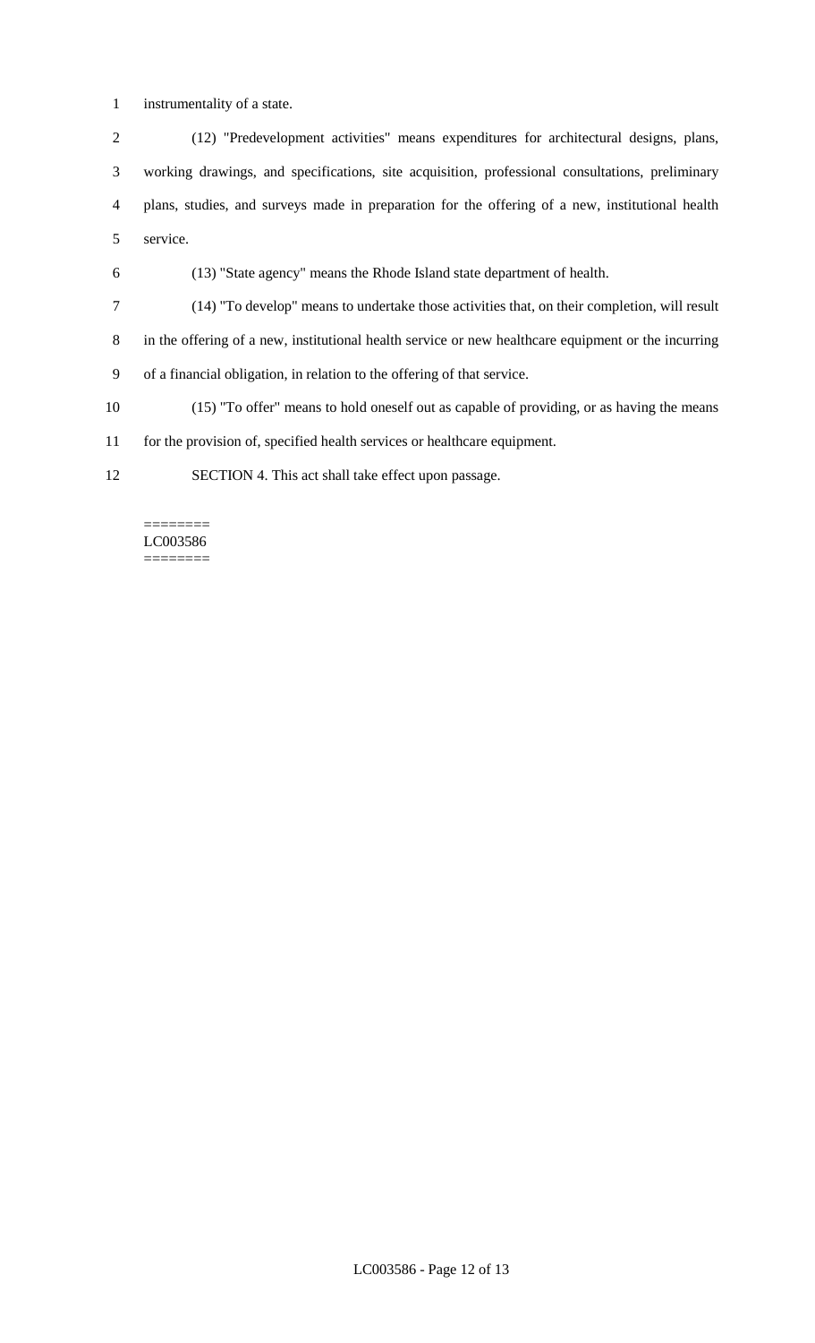instrumentality of a state.

(12) "Predevelopment activities" means expenditures for architectural designs, plans, working drawings, and specifications, site acquisition, professional consultations, preliminary plans, studies, and surveys made in preparation for the offering of a new, institutional health service.

(13) "State agency" means the Rhode Island state department of health.

(14) "To develop" means to undertake those activities that, on their completion, will result in the offering of a new, institutional health service or new healthcare equipment or the incurring of a financial obligation, in relation to the offering of that service.

(15) "To offer" means to hold oneself out as capable of providing, or as having the means for the provision of, specified health services or healthcare equipment.

SECTION 4. This act shall take effect upon passage.

========
LC003586
========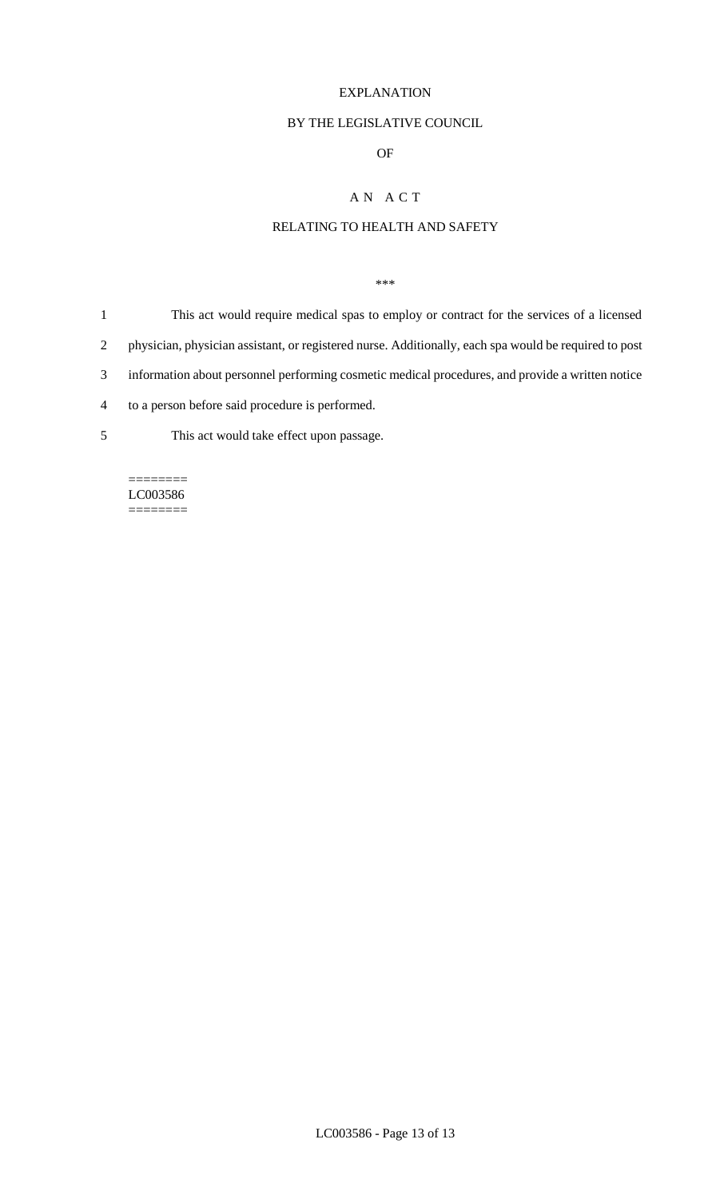EXPLANATION

BY THE LEGISLATIVE COUNCIL

OF

A N A C T

RELATING TO HEALTH AND SAFETY

\*\*\*

This act would require medical spas to employ or contract for the services of a licensed physician, physician assistant, or registered nurse. Additionally, each spa would be required to post information about personnel performing cosmetic medical procedures, and provide a written notice to a person before said procedure is performed.

This act would take effect upon passage.

========
LC003586
========